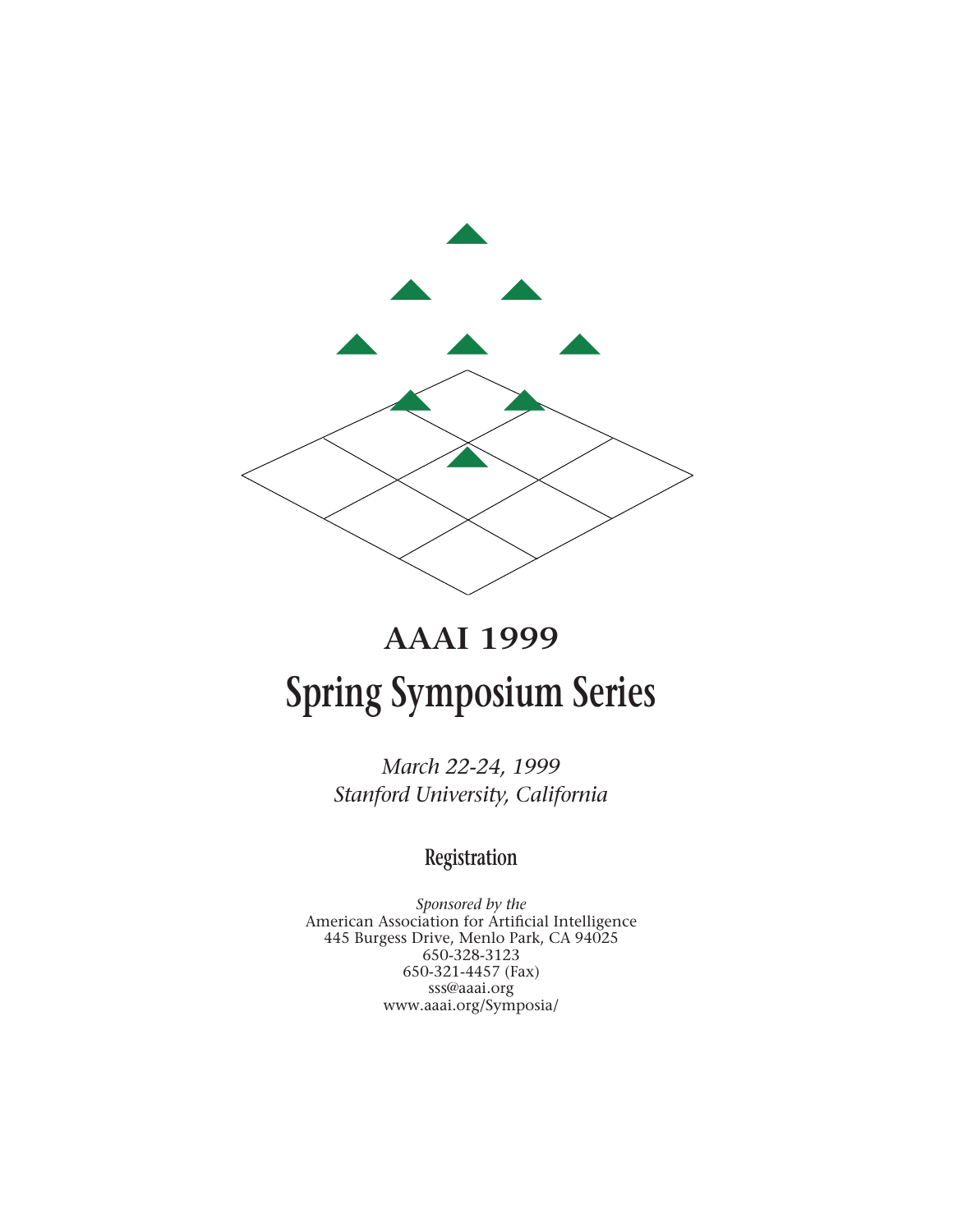# AAAI 1999

# Spring Symposium Series

*March 22-24, 1999*
*Stanford University, California*

## Registration

*Sponsored by the*
American Association for Artificial Intelligence
445 Burgess Drive, Menlo Park, CA 94025
650-328-3123
650-321-4457 (Fax)
sss@aaai.org
www.aaai.org/Symposia/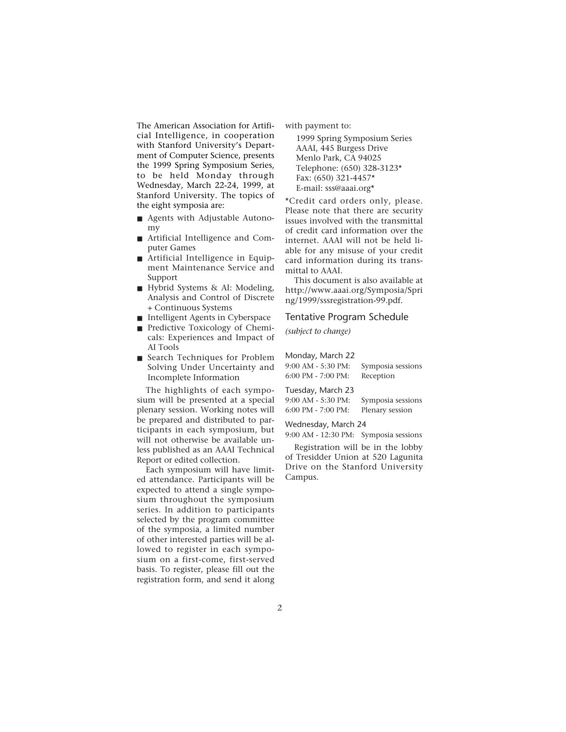The American Association for Artificial Intelligence, in cooperation with Stanford University's Department of Computer Science, presents the 1999 Spring Symposium Series, to be held Monday through Wednesday, March 22-24, 1999, at Stanford University. The topics of the eight symposia are:

- Agents with Adjustable Autonomy
- Artificial Intelligence and Computer Games
- Artificial Intelligence in Equipment Maintenance Service and Support
- Hybrid Systems & AI: Modeling, Analysis and Control of Discrete + Continuous Systems
- Intelligent Agents in Cyberspace
- Predictive Toxicology of Chemicals: Experiences and Impact of AI Tools
- Search Techniques for Problem Solving Under Uncertainty and Incomplete Information

The highlights of each symposium will be presented at a special plenary session. Working notes will be prepared and distributed to participants in each symposium, but will not otherwise be available unless published as an AAAI Technical Report or edited collection.

Each symposium will have limited attendance. Participants will be expected to attend a single symposium throughout the symposium series. In addition to participants selected by the program committee of the symposia, a limited number of other interested parties will be allowed to register in each symposium on a first-come, first-served basis. To register, please fill out the registration form, and send it along with payment to:

1999 Spring Symposium Series
AAAI, 445 Burgess Drive
Menlo Park, CA 94025
Telephone: (650) 328-3123*
Fax: (650) 321-4457*
E-mail: sss@aaai.org*

*Credit card orders only, please. Please note that there are security issues involved with the transmittal of credit card information over the internet. AAAI will not be held liable for any misuse of your credit card information during its transmittal to AAAI.

This document is also available at http://www.aaai.org/Symposia/Spring/1999/sssregistration-99.pdf.

## Tentative Program Schedule

*(subject to change)*

### Monday, March 22

9:00 AM - 5:30 PM: Symposia sessions
6:00 PM - 7:00 PM: Reception

### Tuesday, March 23

9:00 AM - 5:30 PM: Symposia sessions
6:00 PM - 7:00 PM: Plenary session

### Wednesday, March 24

9:00 AM - 12:30 PM: Symposia sessions

Registration will be in the lobby of Tresidder Union at 520 Lagunita Drive on the Stanford University Campus.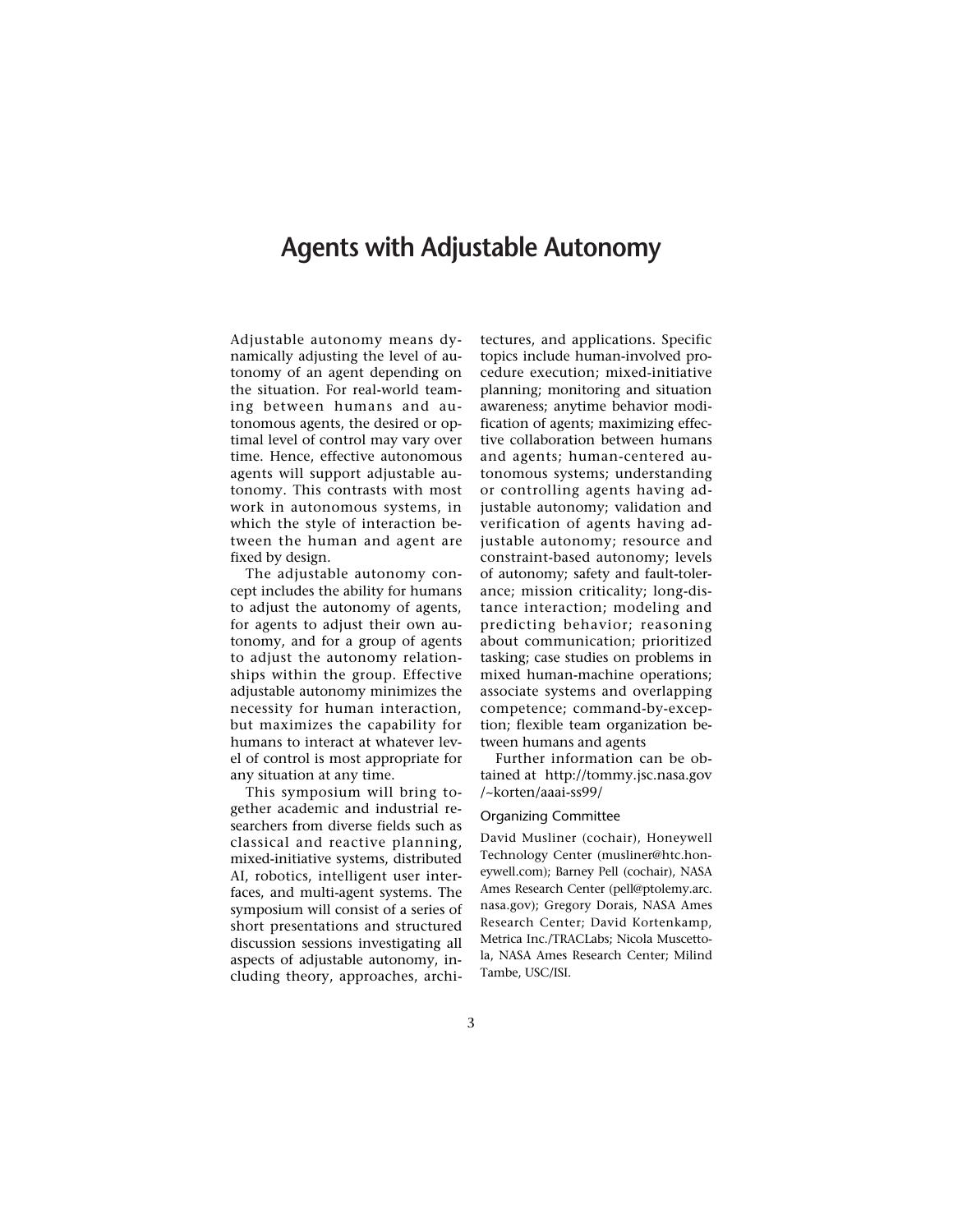# Agents with Adjustable Autonomy

Adjustable autonomy means dynamically adjusting the level of autonomy of an agent depending on the situation. For real-world teaming between humans and autonomous agents, the desired or optimal level of control may vary over time. Hence, effective autonomous agents will support adjustable autonomy. This contrasts with most work in autonomous systems, in which the style of interaction between the human and agent are fixed by design.

The adjustable autonomy concept includes the ability for humans to adjust the autonomy of agents, for agents to adjust their own autonomy, and for a group of agents to adjust the autonomy relationships within the group. Effective adjustable autonomy minimizes the necessity for human interaction, but maximizes the capability for humans to interact at whatever level of control is most appropriate for any situation at any time.

This symposium will bring together academic and industrial researchers from diverse fields such as classical and reactive planning, mixed-initiative systems, distributed AI, robotics, intelligent user interfaces, and multi-agent systems. The symposium will consist of a series of short presentations and structured discussion sessions investigating all aspects of adjustable autonomy, including theory, approaches, architectures, and applications. Specific topics include human-involved procedure execution; mixed-initiative planning; monitoring and situation awareness; anytime behavior modification of agents; maximizing effective collaboration between humans and agents; human-centered autonomous systems; understanding or controlling agents having adjustable autonomy; validation and verification of agents having adjustable autonomy; resource and constraint-based autonomy; levels of autonomy; safety and fault-tolerance; mission criticality; long-distance interaction; modeling and predicting behavior; reasoning about communication; prioritized tasking; case studies on problems in mixed human-machine operations; associate systems and overlapping competence; command-by-exception; flexible team organization between humans and agents

Further information can be obtained at http://tommy.jsc.nasa.gov/~korten/aaai-ss99/

## Organizing Committee

David Musliner (cochair), Honeywell Technology Center (musliner@htc.honeywell.com); Barney Pell (cochair), NASA Ames Research Center (pell@ptolemy.arc.nasa.gov); Gregory Dorais, NASA Ames Research Center; David Kortenkamp, Metrica Inc./TRACLabs; Nicola Muscettola, NASA Ames Research Center; Milind Tambe, USC/ISI.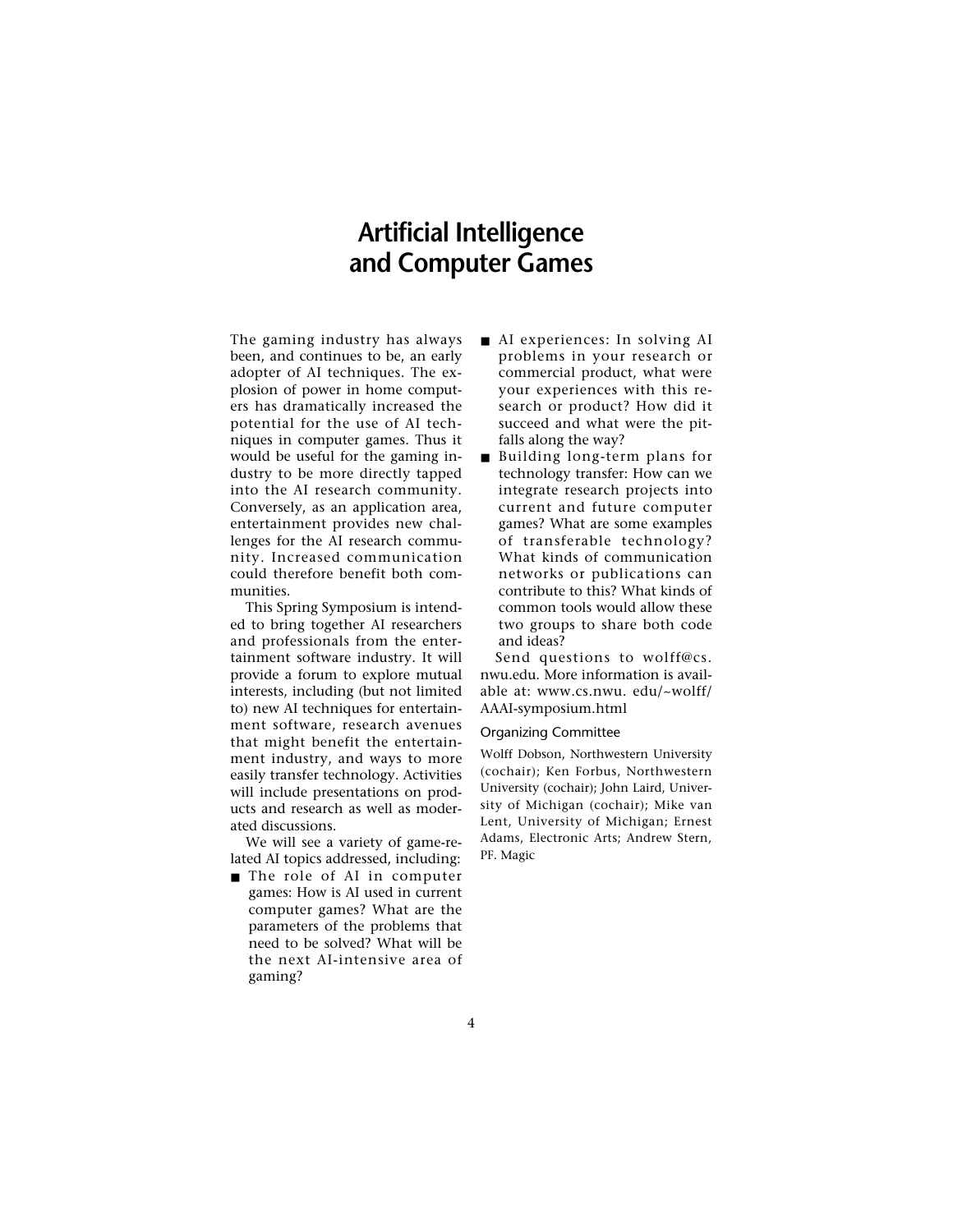# Artificial Intelligence and Computer Games

The gaming industry has always been, and continues to be, an early adopter of AI techniques. The explosion of power in home computers has dramatically increased the potential for the use of AI techniques in computer games. Thus it would be useful for the gaming industry to be more directly tapped into the AI research community. Conversely, as an application area, entertainment provides new challenges for the AI research community. Increased communication could therefore benefit both communities.

This Spring Symposium is intended to bring together AI researchers and professionals from the entertainment software industry. It will provide a forum to explore mutual interests, including (but not limited to) new AI techniques for entertainment software, research avenues that might benefit the entertainment industry, and ways to more easily transfer technology. Activities will include presentations on products and research as well as moderated discussions.

We will see a variety of game-related AI topics addressed, including:

- The role of AI in computer games: How is AI used in current computer games? What are the parameters of the problems that need to be solved? What will be the next AI-intensive area of gaming?
- AI experiences: In solving AI problems in your research or commercial product, what were your experiences with this research or product? How did it succeed and what were the pitfalls along the way?
- Building long-term plans for technology transfer: How can we integrate research projects into current and future computer games? What are some examples of transferable technology? What kinds of communication networks or publications can contribute to this? What kinds of common tools would allow these two groups to share both code and ideas?

Send questions to wolff@cs.nwu.edu. More information is available at: www.cs.nwu.edu/~wolff/AAAI-symposium.html

### Organizing Committee

Wolff Dobson, Northwestern University (cochair); Ken Forbus, Northwestern University (cochair); John Laird, University of Michigan (cochair); Mike van Lent, University of Michigan; Ernest Adams, Electronic Arts; Andrew Stern, PF. Magic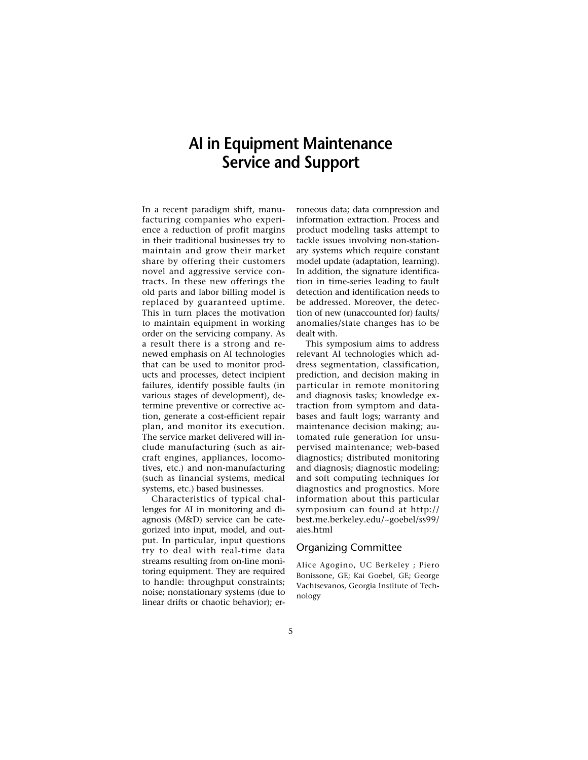# AI in Equipment Maintenance Service and Support

In a recent paradigm shift, manufacturing companies who experience a reduction of profit margins in their traditional businesses try to maintain and grow their market share by offering their customers novel and aggressive service contracts. In these new offerings the old parts and labor billing model is replaced by guaranteed uptime. This in turn places the motivation to maintain equipment in working order on the servicing company. As a result there is a strong and renewed emphasis on AI technologies that can be used to monitor products and processes, detect incipient failures, identify possible faults (in various stages of development), determine preventive or corrective action, generate a cost-efficient repair plan, and monitor its execution. The service market delivered will include manufacturing (such as aircraft engines, appliances, locomotives, etc.) and non-manufacturing (such as financial systems, medical systems, etc.) based businesses.

Characteristics of typical challenges for AI in monitoring and diagnosis (M&D) service can be categorized into input, model, and output. In particular, input questions try to deal with real-time data streams resulting from on-line monitoring equipment. They are required to handle: throughput constraints; noise; nonstationary systems (due to linear drifts or chaotic behavior); erroneous data; data compression and information extraction. Process and product modeling tasks attempt to tackle issues involving non-stationary systems which require constant model update (adaptation, learning). In addition, the signature identification in time-series leading to fault detection and identification needs to be addressed. Moreover, the detection of new (unaccounted for) faults/anomalies/state changes has to be dealt with.

This symposium aims to address relevant AI technologies which address segmentation, classification, prediction, and decision making in particular in remote monitoring and diagnosis tasks; knowledge extraction from symptom and databases and fault logs; warranty and maintenance decision making; automated rule generation for unsupervised maintenance; web-based diagnostics; distributed monitoring and diagnosis; diagnostic modeling; and soft computing techniques for diagnostics and prognostics. More information about this particular symposium can found at http://best.me.berkeley.edu/~goebel/ss99/aies.html

## Organizing Committee

Alice Agogino, UC Berkeley ; Piero Bonissone, GE; Kai Goebel, GE; George Vachtsevanos, Georgia Institute of Technology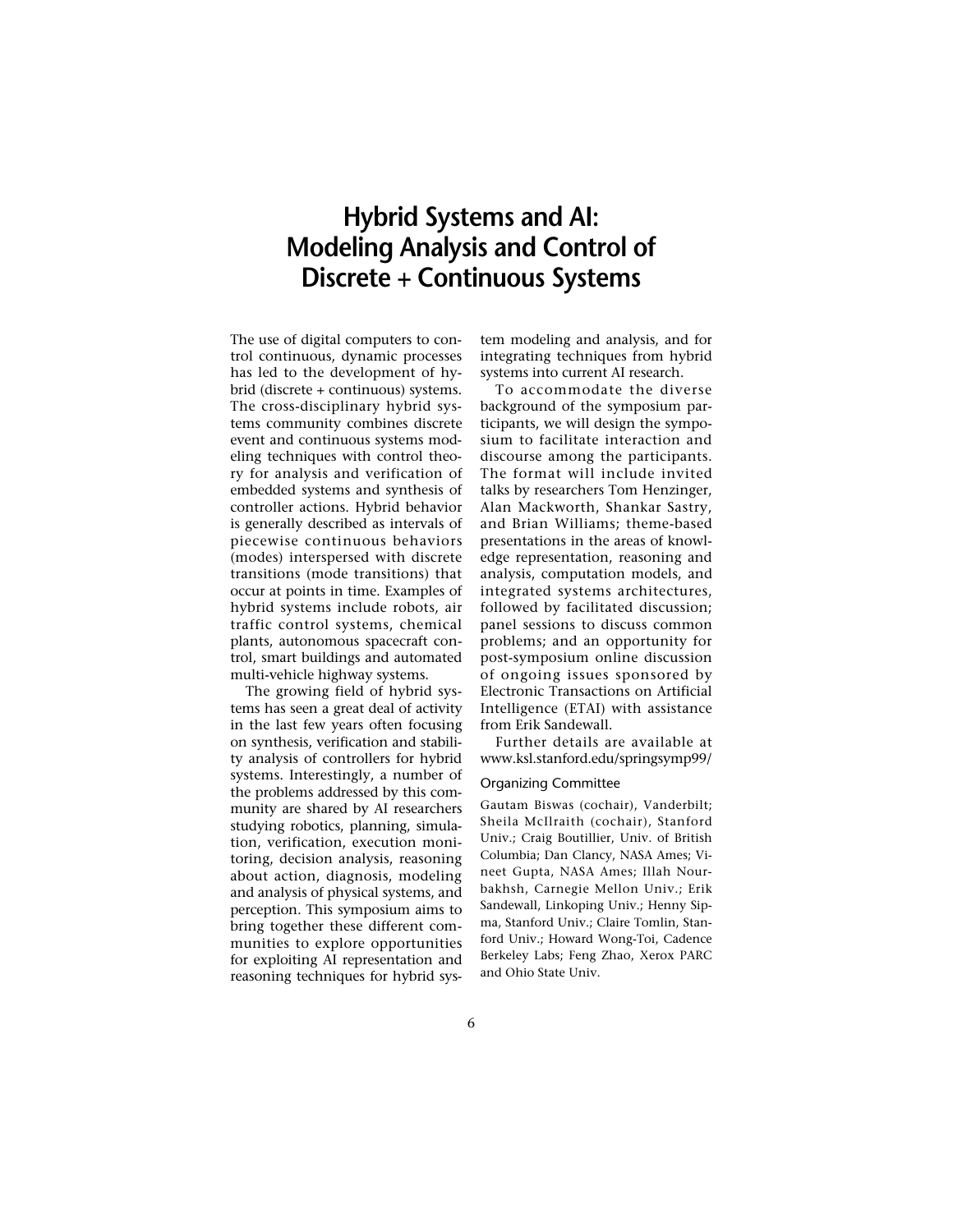# Hybrid Systems and AI: Modeling Analysis and Control of Discrete + Continuous Systems

The use of digital computers to control continuous, dynamic processes has led to the development of hybrid (discrete + continuous) systems. The cross-disciplinary hybrid systems community combines discrete event and continuous systems modeling techniques with control theory for analysis and verification of embedded systems and synthesis of controller actions. Hybrid behavior is generally described as intervals of piecewise continuous behaviors (modes) interspersed with discrete transitions (mode transitions) that occur at points in time. Examples of hybrid systems include robots, air traffic control systems, chemical plants, autonomous spacecraft control, smart buildings and automated multi-vehicle highway systems.

The growing field of hybrid systems has seen a great deal of activity in the last few years often focusing on synthesis, verification and stability analysis of controllers for hybrid systems. Interestingly, a number of the problems addressed by this community are shared by AI researchers studying robotics, planning, simulation, verification, execution monitoring, decision analysis, reasoning about action, diagnosis, modeling and analysis of physical systems, and perception. This symposium aims to bring together these different communities to explore opportunities for exploiting AI representation and reasoning techniques for hybrid system modeling and analysis, and for integrating techniques from hybrid systems into current AI research.

To accommodate the diverse background of the symposium participants, we will design the symposium to facilitate interaction and discourse among the participants. The format will include invited talks by researchers Tom Henzinger, Alan Mackworth, Shankar Sastry, and Brian Williams; theme-based presentations in the areas of knowledge representation, reasoning and analysis, computation models, and integrated systems architectures, followed by facilitated discussion; panel sessions to discuss common problems; and an opportunity for post-symposium online discussion of ongoing issues sponsored by Electronic Transactions on Artificial Intelligence (ETAI) with assistance from Erik Sandewall.

Further details are available at www.ksl.stanford.edu/springsymp99/

## Organizing Committee

Gautam Biswas (cochair), Vanderbilt; Sheila McIlraith (cochair), Stanford Univ.; Craig Boutillier, Univ. of British Columbia; Dan Clancy, NASA Ames; Vineet Gupta, NASA Ames; Illah Nourbakhsh, Carnegie Mellon Univ.; Erik Sandewall, Linkoping Univ.; Henny Sipma, Stanford Univ.; Claire Tomlin, Stanford Univ.; Howard Wong-Toi, Cadence Berkeley Labs; Feng Zhao, Xerox PARC and Ohio State Univ.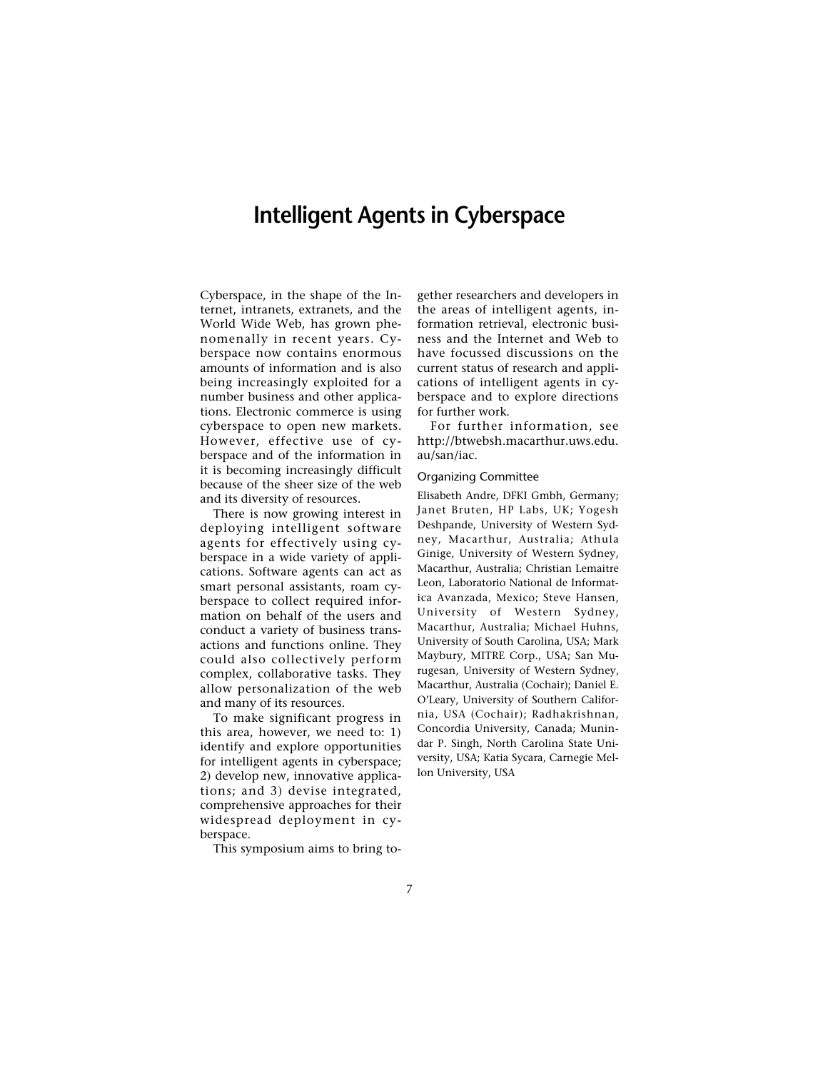# Intelligent Agents in Cyberspace

Cyberspace, in the shape of the Internet, intranets, extranets, and the World Wide Web, has grown phenomenally in recent years. Cyberspace now contains enormous amounts of information and is also being increasingly exploited for a number business and other applications. Electronic commerce is using cyberspace to open new markets. However, effective use of cyberspace and of the information in it is becoming increasingly difficult because of the sheer size of the web and its diversity of resources.

There is now growing interest in deploying intelligent software agents for effectively using cyberspace in a wide variety of applications. Software agents can act as smart personal assistants, roam cyberspace to collect required information on behalf of the users and conduct a variety of business transactions and functions online. They could also collectively perform complex, collaborative tasks. They allow personalization of the web and many of its resources.

To make significant progress in this area, however, we need to: 1) identify and explore opportunities for intelligent agents in cyberspace; 2) develop new, innovative applications; and 3) devise integrated, comprehensive approaches for their widespread deployment in cyberspace.

This symposium aims to bring together researchers and developers in the areas of intelligent agents, information retrieval, electronic business and the Internet and Web to have focussed discussions on the current status of research and applications of intelligent agents in cyberspace and to explore directions for further work.

For further information, see http://btwebsh.macarthur.uws.edu.au/san/iac.

### Organizing Committee

Elisabeth Andre, DFKI Gmbh, Germany; Janet Bruten, HP Labs, UK; Yogesh Deshpande, University of Western Sydney, Macarthur, Australia; Athula Ginige, University of Western Sydney, Macarthur, Australia; Christian Lemaitre Leon, Laboratorio National de Informatica Avanzada, Mexico; Steve Hansen, University of Western Sydney, Macarthur, Australia; Michael Huhns, University of South Carolina, USA; Mark Maybury, MITRE Corp., USA; San Murugesan, University of Western Sydney, Macarthur, Australia (Cochair); Daniel E. O'Leary, University of Southern California, USA (Cochair); Radhakrishnan, Concordia University, Canada; Munindar P. Singh, North Carolina State University, USA; Katia Sycara, Carnegie Mellon University, USA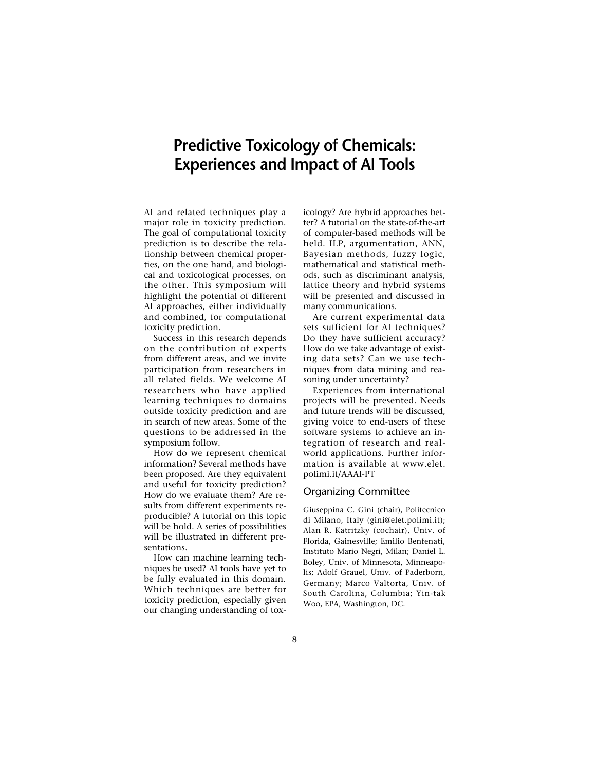# Predictive Toxicology of Chemicals: Experiences and Impact of AI Tools

AI and related techniques play a major role in toxicity prediction. The goal of computational toxicity prediction is to describe the relationship between chemical properties, on the one hand, and biological and toxicological processes, on the other. This symposium will highlight the potential of different AI approaches, either individually and combined, for computational toxicity prediction.

Success in this research depends on the contribution of experts from different areas, and we invite participation from researchers in all related fields. We welcome AI researchers who have applied learning techniques to domains outside toxicity prediction and are in search of new areas. Some of the questions to be addressed in the symposium follow.

How do we represent chemical information? Several methods have been proposed. Are they equivalent and useful for toxicity prediction? How do we evaluate them? Are results from different experiments reproducible? A tutorial on this topic will be hold. A series of possibilities will be illustrated in different presentations.

How can machine learning techniques be used? AI tools have yet to be fully evaluated in this domain. Which techniques are better for toxicity prediction, especially given our changing understanding of toxicology? Are hybrid approaches better? A tutorial on the state-of-the-art of computer-based methods will be held. ILP, argumentation, ANN, Bayesian methods, fuzzy logic, mathematical and statistical methods, such as discriminant analysis, lattice theory and hybrid systems will be presented and discussed in many communications.

Are current experimental data sets sufficient for AI techniques? Do they have sufficient accuracy? How do we take advantage of existing data sets? Can we use techniques from data mining and reasoning under uncertainty?

Experiences from international projects will be presented. Needs and future trends will be discussed, giving voice to end-users of these software systems to achieve an integration of research and real-world applications. Further information is available at www.elet.polimi.it/AAAI-PT

## Organizing Committee

Giuseppina C. Gini (chair), Politecnico di Milano, Italy (gini@elet.polimi.it); Alan R. Katritzky (cochair), Univ. of Florida, Gainesville; Emilio Benfenati, Instituto Mario Negri, Milan; Daniel L. Boley, Univ. of Minnesota, Minneapolis; Adolf Grauel, Univ. of Paderborn, Germany; Marco Valtorta, Univ. of South Carolina, Columbia; Yin-tak Woo, EPA, Washington, DC.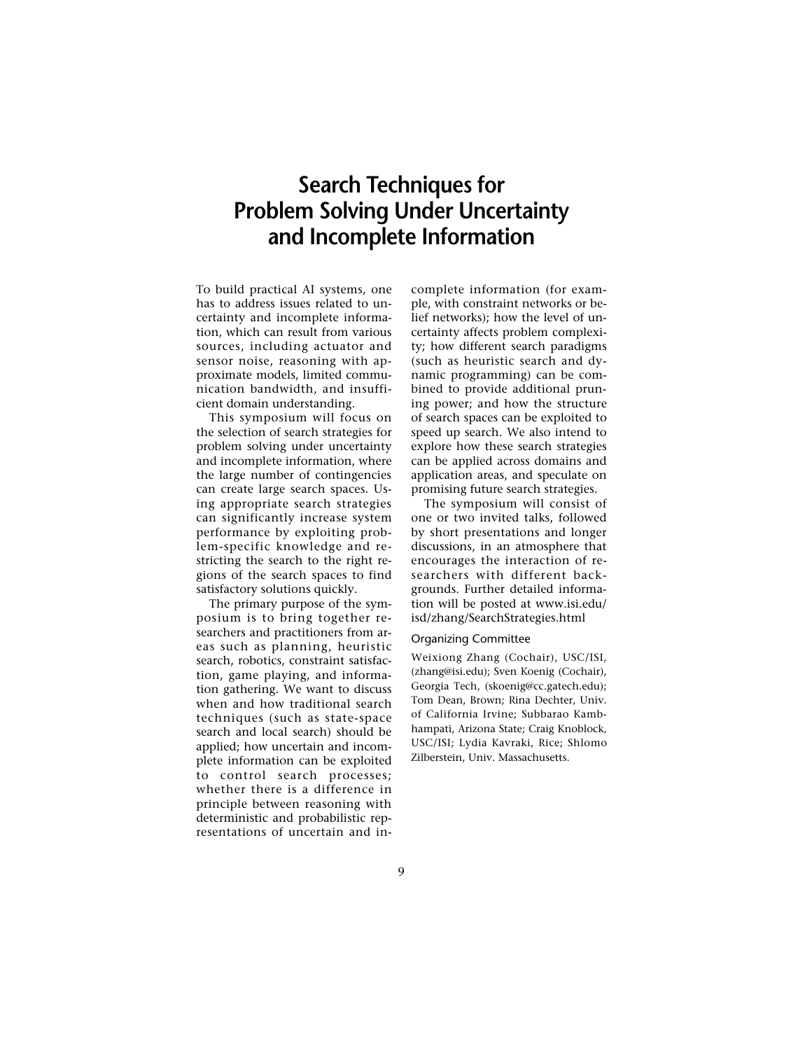# Search Techniques for Problem Solving Under Uncertainty and Incomplete Information

To build practical AI systems, one has to address issues related to uncertainty and incomplete information, which can result from various sources, including actuator and sensor noise, reasoning with approximate models, limited communication bandwidth, and insufficient domain understanding.

This symposium will focus on the selection of search strategies for problem solving under uncertainty and incomplete information, where the large number of contingencies can create large search spaces. Using appropriate search strategies can significantly increase system performance by exploiting problem-specific knowledge and restricting the search to the right regions of the search spaces to find satisfactory solutions quickly.

The primary purpose of the symposium is to bring together researchers and practitioners from areas such as planning, heuristic search, robotics, constraint satisfaction, game playing, and information gathering. We want to discuss when and how traditional search techniques (such as state-space search and local search) should be applied; how uncertain and incomplete information can be exploited to control search processes; whether there is a difference in principle between reasoning with deterministic and probabilistic representations of uncertain and incomplete information (for example, with constraint networks or belief networks); how the level of uncertainty affects problem complexity; how different search paradigms (such as heuristic search and dynamic programming) can be combined to provide additional pruning power; and how the structure of search spaces can be exploited to speed up search. We also intend to explore how these search strategies can be applied across domains and application areas, and speculate on promising future search strategies.

The symposium will consist of one or two invited talks, followed by short presentations and longer discussions, in an atmosphere that encourages the interaction of researchers with different backgrounds. Further detailed information will be posted at www.isi.edu/isd/zhang/SearchStrategies.html

### Organizing Committee

Weixiong Zhang (Cochair), USC/ISI, (zhang@isi.edu); Sven Koenig (Cochair), Georgia Tech, (skoenig@cc.gatech.edu); Tom Dean, Brown; Rina Dechter, Univ. of California Irvine; Subbarao Kambhampati, Arizona State; Craig Knoblock, USC/ISI; Lydia Kavraki, Rice; Shlomo Zilberstein, Univ. Massachusetts.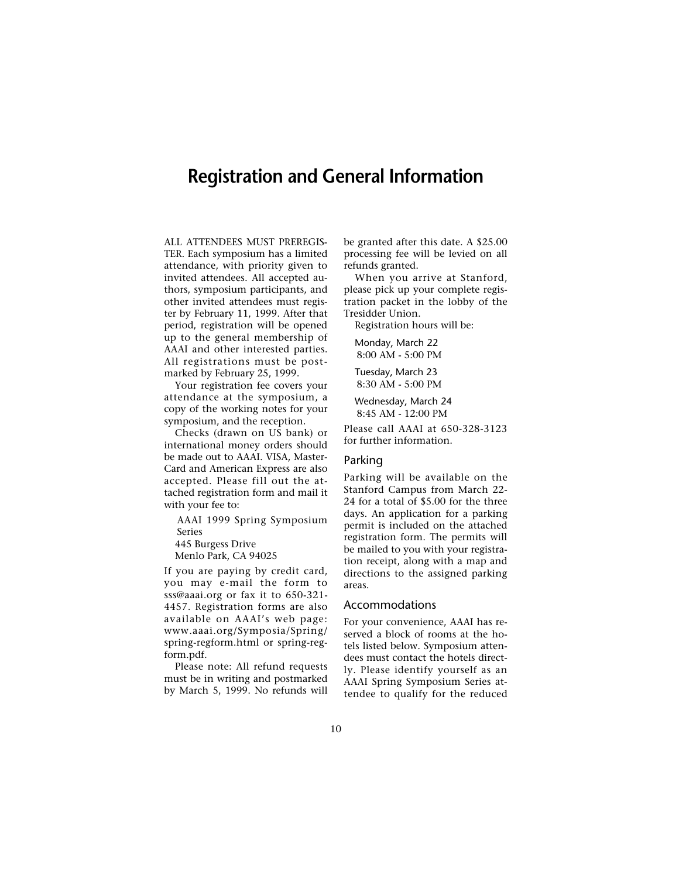# Registration and General Information

ALL ATTENDEES MUST PREREGISTER. Each symposium has a limited attendance, with priority given to invited attendees. All accepted authors, symposium participants, and other invited attendees must register by February 11, 1999. After that period, registration will be opened up to the general membership of AAAI and other interested parties. All registrations must be postmarked by February 25, 1999.

Your registration fee covers your attendance at the symposium, a copy of the working notes for your symposium, and the reception.

Checks (drawn on US bank) or international money orders should be made out to AAAI. VISA, MasterCard and American Express are also accepted. Please fill out the attached registration form and mail it with your fee to:

AAAI 1999 Spring Symposium Series
445 Burgess Drive
Menlo Park, CA 94025

If you are paying by credit card, you may e-mail the form to sss@aaai.org or fax it to 650-321-4457. Registration forms are also available on AAAI's web page: www.aaai.org/Symposia/Spring/spring-regform.html or spring-regform.pdf.

Please note: All refund requests must be in writing and postmarked by March 5, 1999. No refunds will be granted after this date. A $25.00 processing fee will be levied on all refunds granted.

When you arrive at Stanford, please pick up your complete registration packet in the lobby of the Tresidder Union.

Registration hours will be:

Monday, March 22
8:00 AM - 5:00 PM

Tuesday, March 23
8:30 AM - 5:00 PM

Wednesday, March 24
8:45 AM - 12:00 PM

Please call AAAI at 650-328-3123 for further information.

## Parking

Parking will be available on the Stanford Campus from March 22-24 for a total of $5.00 for the three days. An application for a parking permit is included on the attached registration form. The permits will be mailed to you with your registration receipt, along with a map and directions to the assigned parking areas.

## Accommodations

For your convenience, AAAI has reserved a block of rooms at the hotels listed below. Symposium attendees must contact the hotels directly. Please identify yourself as an AAAI Spring Symposium Series attendee to qualify for the reduced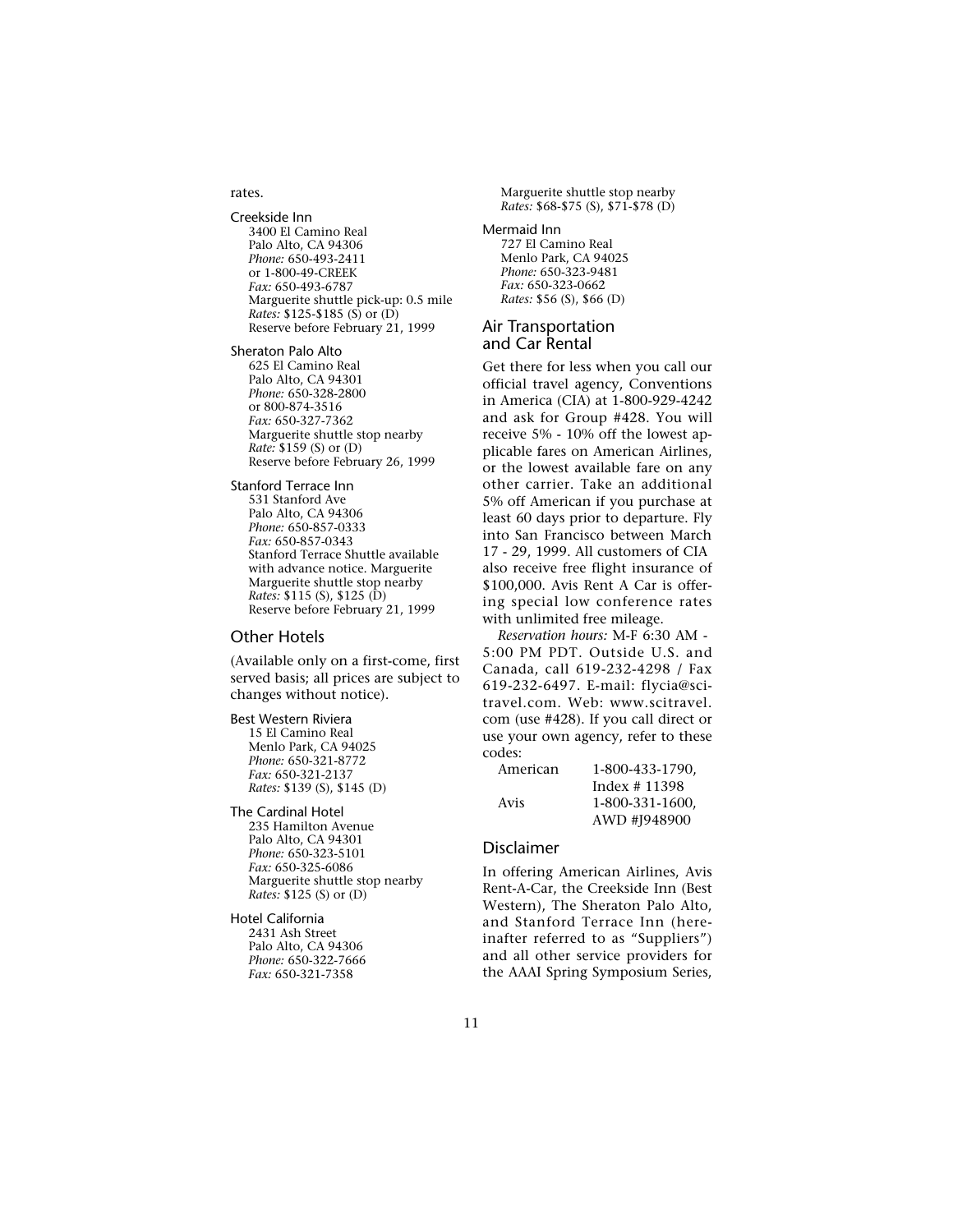rates.

Creekside Inn
3400 El Camino Real
Palo Alto, CA 94306
*Phone:* 650-493-2411
or 1-800-49-CREEK
*Fax:* 650-493-6787
Marguerite shuttle pick-up: 0.5 mile
*Rates:* $125-$185 (S) or (D)
Reserve before February 21, 1999

Sheraton Palo Alto
625 El Camino Real
Palo Alto, CA 94301
*Phone:* 650-328-2800
or 800-874-3516
*Fax:* 650-327-7362
Marguerite shuttle stop nearby
*Rate:* $159 (S) or (D)
Reserve before February 26, 1999

Stanford Terrace Inn
531 Stanford Ave
Palo Alto, CA 94306
*Phone:* 650-857-0333
*Fax:* 650-857-0343
Stanford Terrace Shuttle available with advance notice. Marguerite
Marguerite shuttle stop nearby
*Rates:* $115 (S), $125 (D)
Reserve before February 21, 1999

## Other Hotels

(Available only on a first-come, first served basis; all prices are subject to changes without notice).

Best Western Riviera
15 El Camino Real
Menlo Park, CA 94025
*Phone:* 650-321-8772
*Fax:* 650-321-2137
*Rates:* $139 (S), $145 (D)

The Cardinal Hotel
235 Hamilton Avenue
Palo Alto, CA 94301
*Phone:* 650-323-5101
*Fax:* 650-325-6086
Marguerite shuttle stop nearby
*Rates:* $125 (S) or (D)

Hotel California
2431 Ash Street
Palo Alto, CA 94306
*Phone:* 650-322-7666
*Fax:* 650-321-7358
Marguerite shuttle stop nearby
*Rates:* $68-$75 (S), $71-$78 (D)

Mermaid Inn
727 El Camino Real
Menlo Park, CA 94025
*Phone:* 650-323-9481
*Fax:* 650-323-0662
*Rates:* $56 (S), $66 (D)

## Air Transportation and Car Rental

Get there for less when you call our official travel agency, Conventions in America (CIA) at 1-800-929-4242 and ask for Group #428. You will receive 5% - 10% off the lowest applicable fares on American Airlines, or the lowest available fare on any other carrier. Take an additional 5% off American if you purchase at least 60 days prior to departure. Fly into San Francisco between March 17 - 29, 1999. All customers of CIA also receive free flight insurance of $100,000. Avis Rent A Car is offering special low conference rates with unlimited free mileage.

*Reservation hours:* M-F 6:30 AM - 5:00 PM PDT. Outside U.S. and Canada, call 619-232-4298 / Fax 619-232-6497. E-mail: flycia@scitravel.com. Web: www.scitravel.com (use #428). If you call direct or use your own agency, refer to these codes:

| | |
|---|---|
| American | 1-800-433-1790, Index # 11398 |
| Avis | 1-800-331-1600, AWD #J948900 |

## Disclaimer

In offering American Airlines, Avis Rent-A-Car, the Creekside Inn (Best Western), The Sheraton Palo Alto, and Stanford Terrace Inn (hereinafter referred to as "Suppliers") and all other service providers for the AAAI Spring Symposium Series,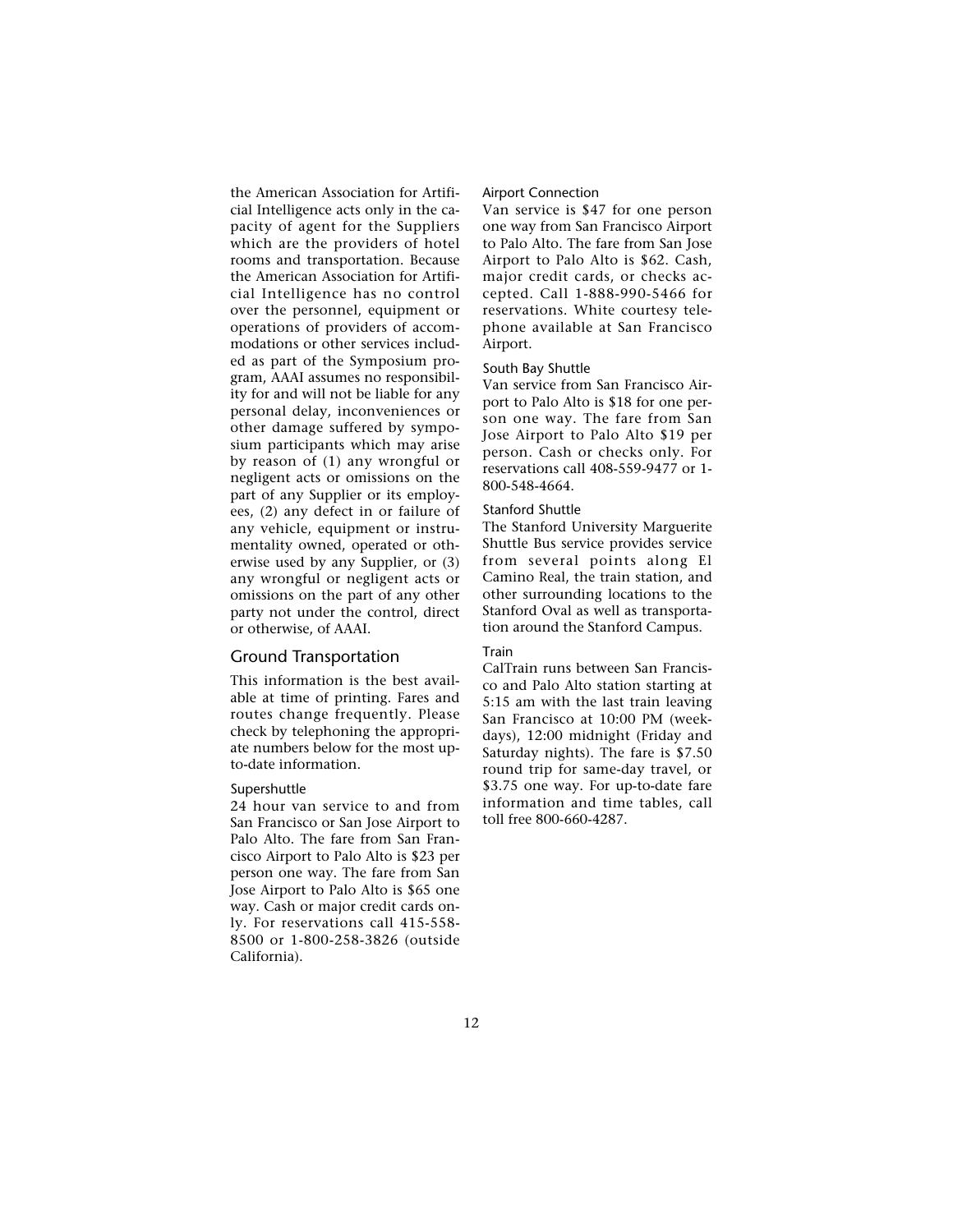the American Association for Artificial Intelligence acts only in the capacity of agent for the Suppliers which are the providers of hotel rooms and transportation. Because the American Association for Artificial Intelligence has no control over the personnel, equipment or operations of providers of accommodations or other services included as part of the Symposium program, AAAI assumes no responsibility for and will not be liable for any personal delay, inconveniences or other damage suffered by symposium participants which may arise by reason of (1) any wrongful or negligent acts or omissions on the part of any Supplier or its employees, (2) any defect in or failure of any vehicle, equipment or instrumentality owned, operated or otherwise used by any Supplier, or (3) any wrongful or negligent acts or omissions on the part of any other party not under the control, direct or otherwise, of AAAI.

## Ground Transportation

This information is the best available at time of printing. Fares and routes change frequently. Please check by telephoning the appropriate numbers below for the most up-to-date information.

### Supershuttle

24 hour van service to and from San Francisco or San Jose Airport to Palo Alto. The fare from San Francisco Airport to Palo Alto is $23 per person one way. The fare from San Jose Airport to Palo Alto is $65 one way. Cash or major credit cards only. For reservations call 415-558-8500 or 1-800-258-3826 (outside California).

### Airport Connection

Van service is $47 for one person one way from San Francisco Airport to Palo Alto. The fare from San Jose Airport to Palo Alto is $62. Cash, major credit cards, or checks accepted. Call 1-888-990-5466 for reservations. White courtesy telephone available at San Francisco Airport.

### South Bay Shuttle

Van service from San Francisco Airport to Palo Alto is $18 for one person one way. The fare from San Jose Airport to Palo Alto $19 per person. Cash or checks only. For reservations call 408-559-9477 or 1-800-548-4664.

### Stanford Shuttle

The Stanford University Marguerite Shuttle Bus service provides service from several points along El Camino Real, the train station, and other surrounding locations to the Stanford Oval as well as transportation around the Stanford Campus.

### Train

CalTrain runs between San Francisco and Palo Alto station starting at 5:15 am with the last train leaving San Francisco at 10:00 PM (weekdays), 12:00 midnight (Friday and Saturday nights). The fare is $7.50 round trip for same-day travel, or $3.75 one way. For up-to-date fare information and time tables, call toll free 800-660-4287.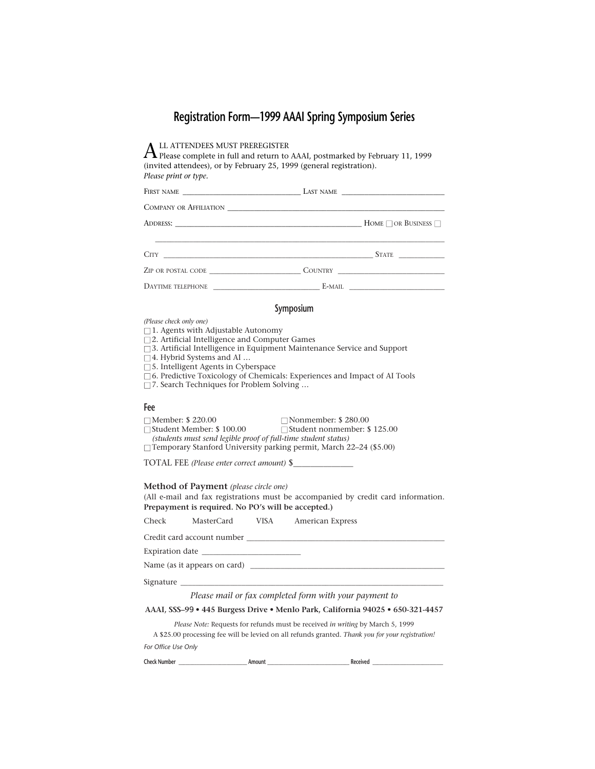# Registration Form—1999 AAAI Spring Symposium Series

ALL ATTENDEES MUST PREREGISTER
Please complete in full and return to AAAI, postmarked by February 11, 1999 (invited attendees), or by February 25, 1999 (general registration).
*Please print or type.*

FIRST NAME ____________________________ LAST NAME ________________________

COMPANY OR AFFILIATION ____________________________________________________

ADDRESS: ____________________________________________ HOME ☐ OR BUSINESS ☐

______________________________________________________________________

CITY ___________________________________________________ STATE ___________

ZIP OR POSTAL CODE ______________________ COUNTRY __________________________

DAYTIME TELEPHONE __________________________ E-MAIL _______________________

## Symposium

*(Please check only one)*

☐ 1. Agents with Adjustable Autonomy
☐ 2. Artificial Intelligence and Computer Games
☐ 3. Artificial Intelligence in Equipment Maintenance Service and Support
☐ 4. Hybrid Systems and AI …
☐ 5. Intelligent Agents in Cyberspace
☐ 6. Predictive Toxicology of Chemicals: Experiences and Impact of AI Tools
☐ 7. Search Techniques for Problem Solving …

## Fee

☐ Member: $ 220.00 ☐ Nonmember: $ 280.00
☐ Student Member: $ 100.00 ☐ Student nonmember: $ 125.00
*(students must send legible proof of full-time student status)*
☐ Temporary Stanford University parking permit, March 22–24 ($5.00)

TOTAL FEE *(Please enter correct amount)* $______________

**Method of Payment** *(please circle one)*
(All e-mail and fax registrations must be accompanied by credit card information. **Prepayment is required. No PO's will be accepted.)**

Check MasterCard VISA American Express

Credit card account number _______________________________________________

Expiration date ________________________

Name (as it appears on card) ______________________________________________

Signature __________________________________________________________________

*Please mail or fax completed form with your payment to*

**AAAI, SSS–99 • 445 Burgess Drive • Menlo Park, California 94025 • 650-321-4457**

*Please Note:* Requests for refunds must be received *in writing* by March 5, 1999
A $25.00 processing fee will be levied on all refunds granted. *Thank you for your registration!*

*For Office Use Only*

Check Number ______________________ Amount _________________________ Received ______________________